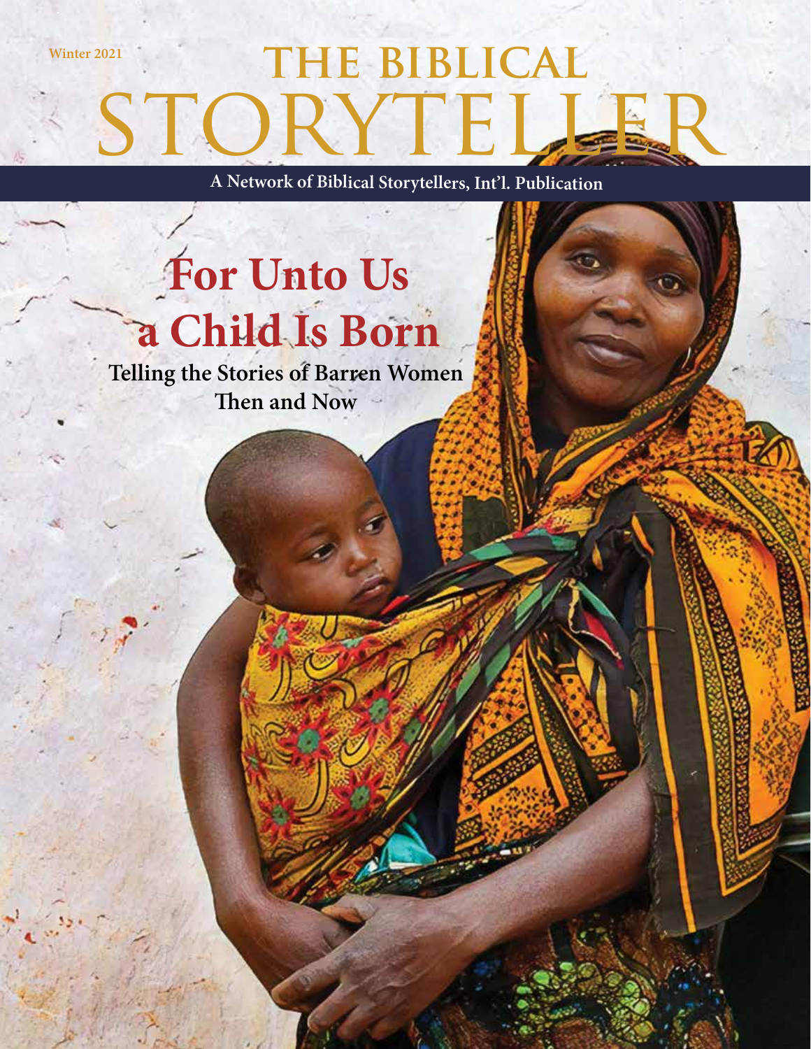Winter 2021

# THE BIBLICAL STORYTELLER

A Network of Biblical Storytellers, Int'l. Publication

## For Unto Us a Child Is Born

**Telling the Stories of Barren Women Then and Now**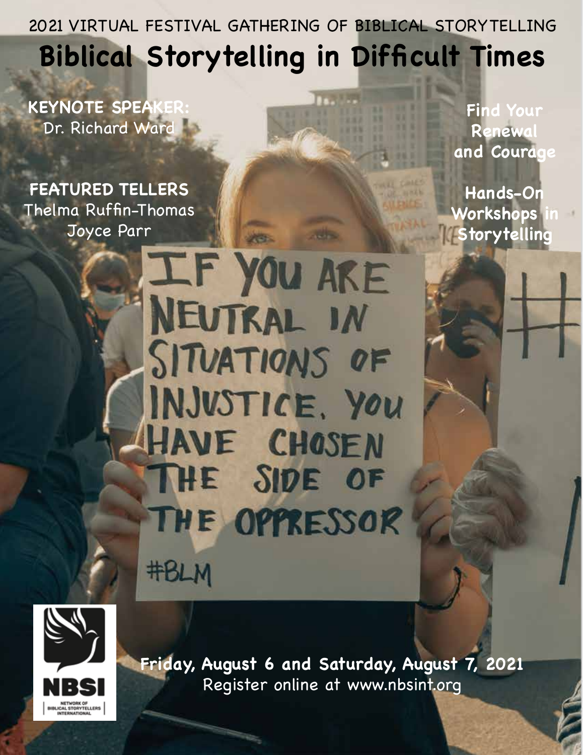2021 VIRTUAL FESTIVAL GATHERING OF BIBLICAL STORYTELLING

# Biblical Storytelling in Difficult Times

**KEYNOTE SPEAKER:**
Dr. Richard Ward

**FEATURED TELLERS**
Thelma Ruffin-Thomas
Joyce Parr

**Find Your Renewal and Courage**

**Hands-On Workshops in Storytelling**

IF YOU ARE NEUTRAL IN SITUATIONS OF INJUSTICE, YOU HAVE CHOSEN THE SIDE OF THE OPPRESSOR

#BLM

NBSI
NETWORK OF BIBLICAL STORYTELLERS INTERNATIONAL

**Friday, August 6 and Saturday, August 7, 2021**
Register online at www.nbsint.org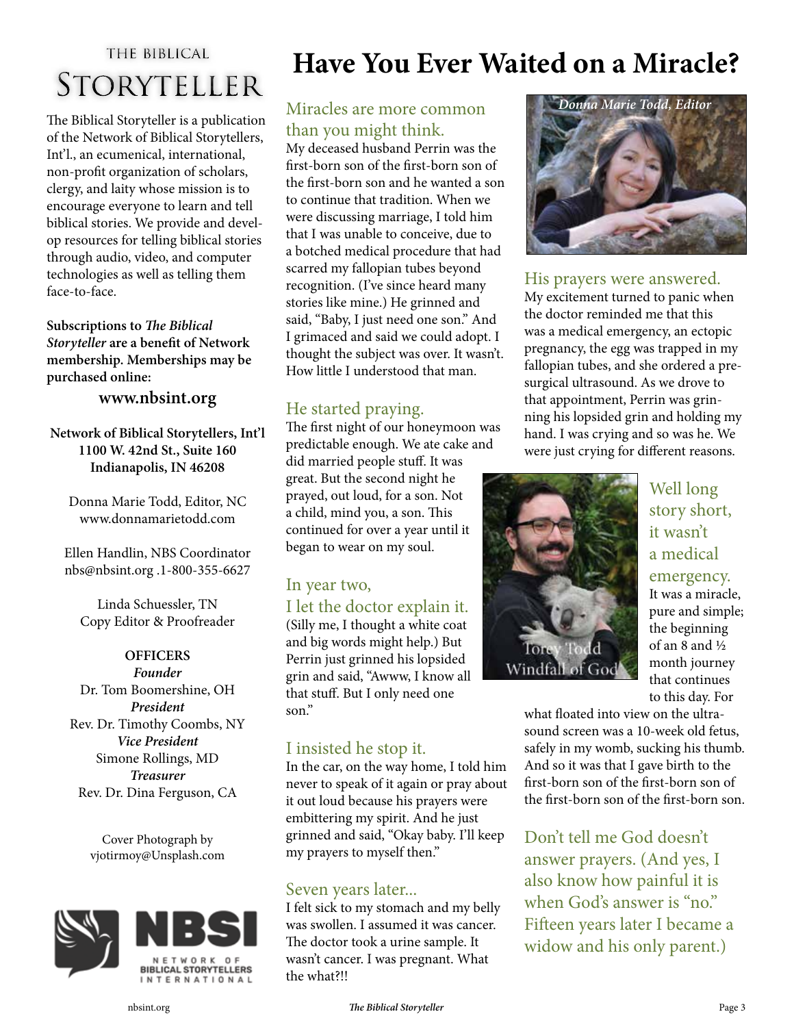# THE BIBLICAL STORYTELLER

The Biblical Storyteller is a publication of the Network of Biblical Storytellers, Int'l., an ecumenical, international, non-profit organization of scholars, clergy, and laity whose mission is to encourage everyone to learn and tell biblical stories. We provide and develop resources for telling biblical stories through audio, video, and computer technologies as well as telling them face-to-face.

**Subscriptions to *The Biblical Storyteller* are a benefit of Network membership. Memberships may be purchased online:**

**www.nbsint.org**

**Network of Biblical Storytellers, Int'l**
**1100 W. 42nd St., Suite 160**
**Indianapolis, IN 46208**

Donna Marie Todd, Editor, NC
www.donnamarietodd.com

Ellen Handlin, NBS Coordinator
nbs@nbsint.org .1-800-355-6627

Linda Schuessler, TN
Copy Editor & Proofreader

**OFFICERS**

***Founder***
Dr. Tom Boomershine, OH

***President***
Rev. Dr. Timothy Coombs, NY

***Vice President***
Simone Rollings, MD

***Treasurer***
Rev. Dr. Dina Ferguson, CA

Cover Photograph by
vjotirmoy@Unsplash.com

NBSI NETWORK OF BIBLICAL STORYTELLERS INTERNATIONAL

# Have You Ever Waited on a Miracle?

## Miracles are more common than you might think.

My deceased husband Perrin was the first-born son of the first-born son of the first-born son and he wanted a son to continue that tradition. When we were discussing marriage, I told him that I was unable to conceive, due to a botched medical procedure that had scarred my fallopian tubes beyond recognition. (I've since heard many stories like mine.) He grinned and said, "Baby, I just need one son." And I grimaced and said we could adopt. I thought the subject was over. It wasn't. How little I understood that man.

## He started praying.

The first night of our honeymoon was predictable enough. We ate cake and did married people stuff. It was great. But the second night he prayed, out loud, for a son. Not a child, mind you, a son. This continued for over a year until it began to wear on my soul.

## In year two, I let the doctor explain it.

(Silly me, I thought a white coat and big words might help.) But Perrin just grinned his lopsided grin and said, "Awww, I know all that stuff. But I only need one son."

## I insisted he stop it.

In the car, on the way home, I told him never to speak of it again or pray about it out loud because his prayers were embittering my spirit. And he just grinned and said, "Okay baby. I'll keep my prayers to myself then."

## Seven years later...

I felt sick to my stomach and my belly was swollen. I assumed it was cancer. The doctor took a urine sample. It wasn't cancer. I was pregnant. What the what?!!

*Donna Marie Todd, Editor*

## His prayers were answered.

My excitement turned to panic when the doctor reminded me that this was a medical emergency, an ectopic pregnancy, the egg was trapped in my fallopian tubes, and she ordered a pre-surgical ultrasound. As we drove to that appointment, Perrin was grinning his lopsided grin and holding my hand. I was crying and so was he. We were just crying for different reasons.

Torey Todd
Windfall of God

## Well long story short, it wasn't a medical emergency.

It was a miracle, pure and simple; the beginning of an 8 and ½ month journey that continues to this day. For what floated into view on the ultrasound screen was a 10-week old fetus, safely in my womb, sucking his thumb. And so it was that I gave birth to the first-born son of the first-born son of the first-born son of the first-born son.

## Don't tell me God doesn't answer prayers. (And yes, I also know how painful it is when God's answer is "no." Fifteen years later I became a widow and his only parent.)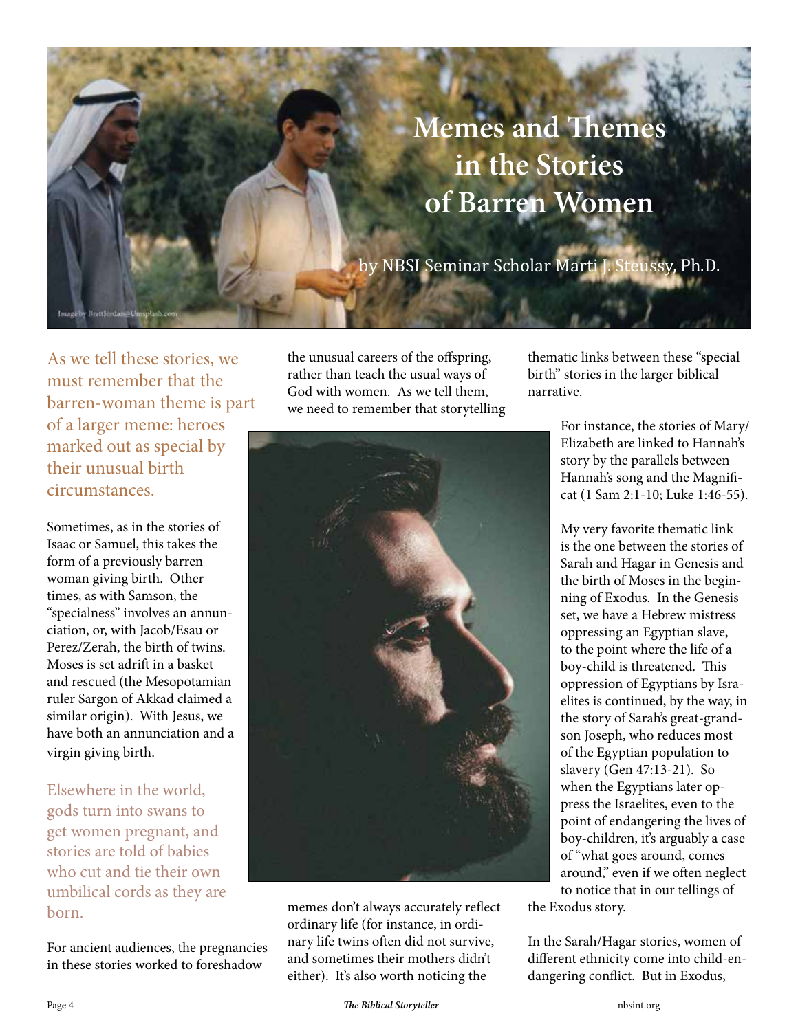# Memes and Themes in the Stories of Barren Women

by NBSI Seminar Scholar Marti J. Steussy, Ph.D.

Image by BrettJordan@Unsplash.com

As we tell these stories, we must remember that the barren-woman theme is part of a larger meme: heroes marked out as special by their unusual birth circumstances.

Sometimes, as in the stories of Isaac or Samuel, this takes the form of a previously barren woman giving birth. Other times, as with Samson, the "specialness" involves an annunciation, or, with Jacob/Esau or Perez/Zerah, the birth of twins. Moses is set adrift in a basket and rescued (the Mesopotamian ruler Sargon of Akkad claimed a similar origin). With Jesus, we have both an annunciation and a virgin giving birth.

Elsewhere in the world, gods turn into swans to get women pregnant, and stories are told of babies who cut and tie their own umbilical cords as they are born.

For ancient audiences, the pregnancies in these stories worked to foreshadow the unusual careers of the offspring, rather than teach the usual ways of God with women. As we tell them, we need to remember that storytelling memes don't always accurately reflect ordinary life (for instance, in ordinary life twins often did not survive, and sometimes their mothers didn't either). It's also worth noticing the thematic links between these "special birth" stories in the larger biblical narrative.

For instance, the stories of Mary/Elizabeth are linked to Hannah's story by the parallels between Hannah's song and the Magnificat (1 Sam 2:1-10; Luke 1:46-55).

My very favorite thematic link is the one between the stories of Sarah and Hagar in Genesis and the birth of Moses in the beginning of Exodus. In the Genesis set, we have a Hebrew mistress oppressing an Egyptian slave, to the point where the life of a boy-child is threatened. This oppression of Egyptians by Israelites is continued, by the way, in the story of Sarah's great-grandson Joseph, who reduces most of the Egyptian population to slavery (Gen 47:13-21). So when the Egyptians later oppress the Israelites, even to the point of endangering the lives of boy-children, it's arguably a case of "what goes around, comes around," even if we often neglect to notice that in our tellings of the Exodus story.

In the Sarah/Hagar stories, women of different ethnicity come into child-endangering conflict. But in Exodus,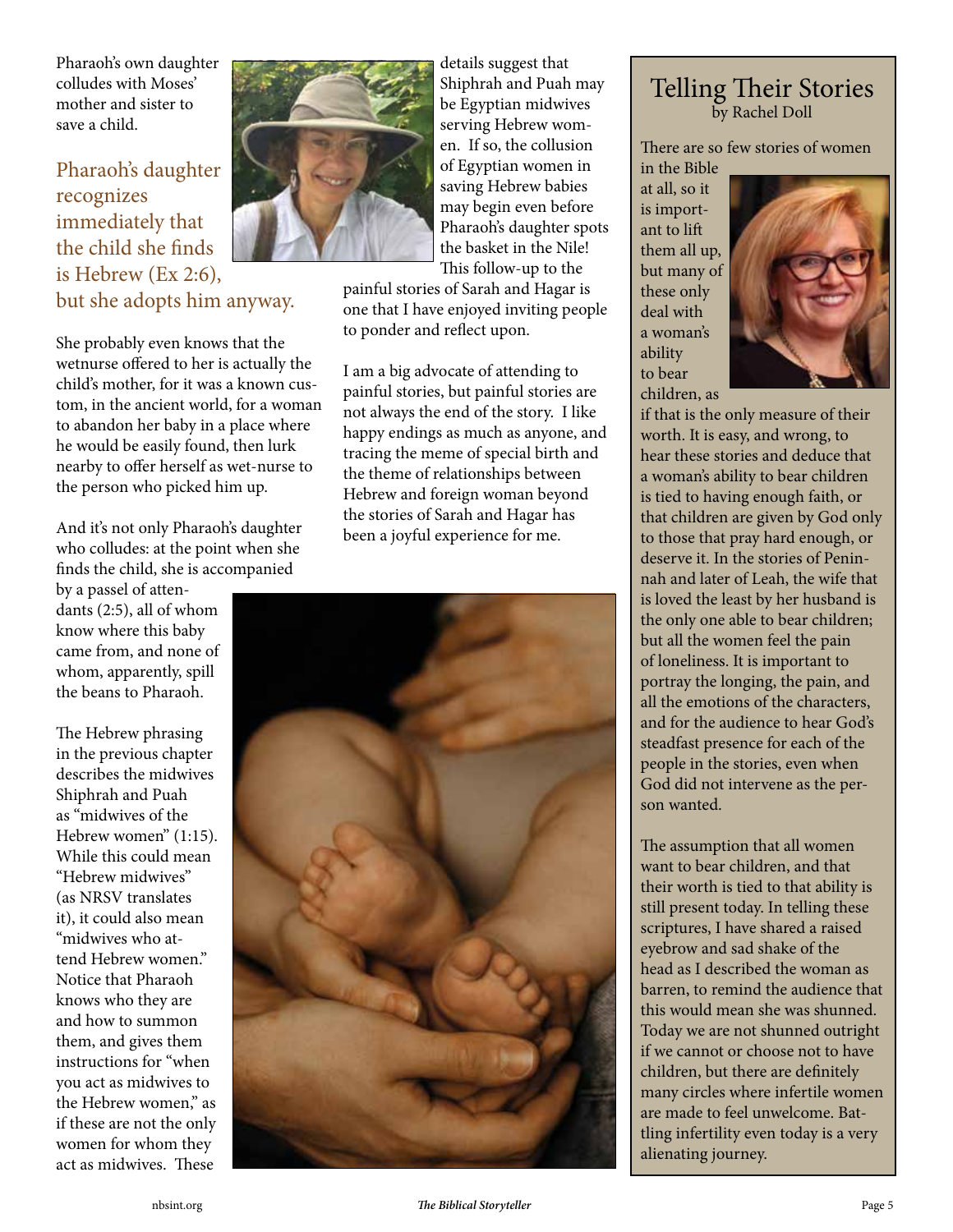Pharaoh's own daughter colludes with Moses' mother and sister to save a child.

> Pharaoh's daughter recognizes immediately that the child she finds is Hebrew (Ex 2:6), but she adopts him anyway.

She probably even knows that the wetnurse offered to her is actually the child's mother, for it was a known custom, in the ancient world, for a woman to abandon her baby in a place where he would be easily found, then lurk nearby to offer herself as wet-nurse to the person who picked him up.

And it's not only Pharaoh's daughter who colludes: at the point when she finds the child, she is accompanied by a passel of attendants (2:5), all of whom know where this baby came from, and none of whom, apparently, spill the beans to Pharaoh.

The Hebrew phrasing in the previous chapter describes the midwives Shiphrah and Puah as "midwives of the Hebrew women" (1:15). While this could mean "Hebrew midwives" (as NRSV translates it), it could also mean "midwives who attend Hebrew women." Notice that Pharaoh knows who they are and how to summon them, and gives them instructions for "when you act as midwives to the Hebrew women," as if these are not the only women for whom they act as midwives. These details suggest that Shiphrah and Puah may be Egyptian midwives serving Hebrew women. If so, the collusion of Egyptian women in saving Hebrew babies may begin even before Pharaoh's daughter spots the basket in the Nile! This follow-up to the painful stories of Sarah and Hagar is one that I have enjoyed inviting people to ponder and reflect upon.

I am a big advocate of attending to painful stories, but painful stories are not always the end of the story. I like happy endings as much as anyone, and tracing the meme of special birth and the theme of relationships between Hebrew and foreign woman beyond the stories of Sarah and Hagar has been a joyful experience for me.

## Telling Their Stories

by Rachel Doll

There are so few stories of women in the Bible at all, so it is important to lift them all up, but many of these only deal with a woman's ability to bear children, as if that is the only measure of their worth. It is easy, and wrong, to hear these stories and deduce that a woman's ability to bear children is tied to having enough faith, or that children are given by God only to those that pray hard enough, or deserve it. In the stories of Peninnah and later of Leah, the wife that is loved the least by her husband is the only one able to bear children; but all the women feel the pain of loneliness. It is important to portray the longing, the pain, and all the emotions of the characters, and for the audience to hear God's steadfast presence for each of the people in the stories, even when God did not intervene as the person wanted.

The assumption that all women want to bear children, and that their worth is tied to that ability is still present today. In telling these scriptures, I have shared a raised eyebrow and sad shake of the head as I described the woman as barren, to remind the audience that this would mean she was shunned. Today we are not shunned outright if we cannot or choose not to have children, but there are definitely many circles where infertile women are made to feel unwelcome. Battling infertility even today is a very alienating journey.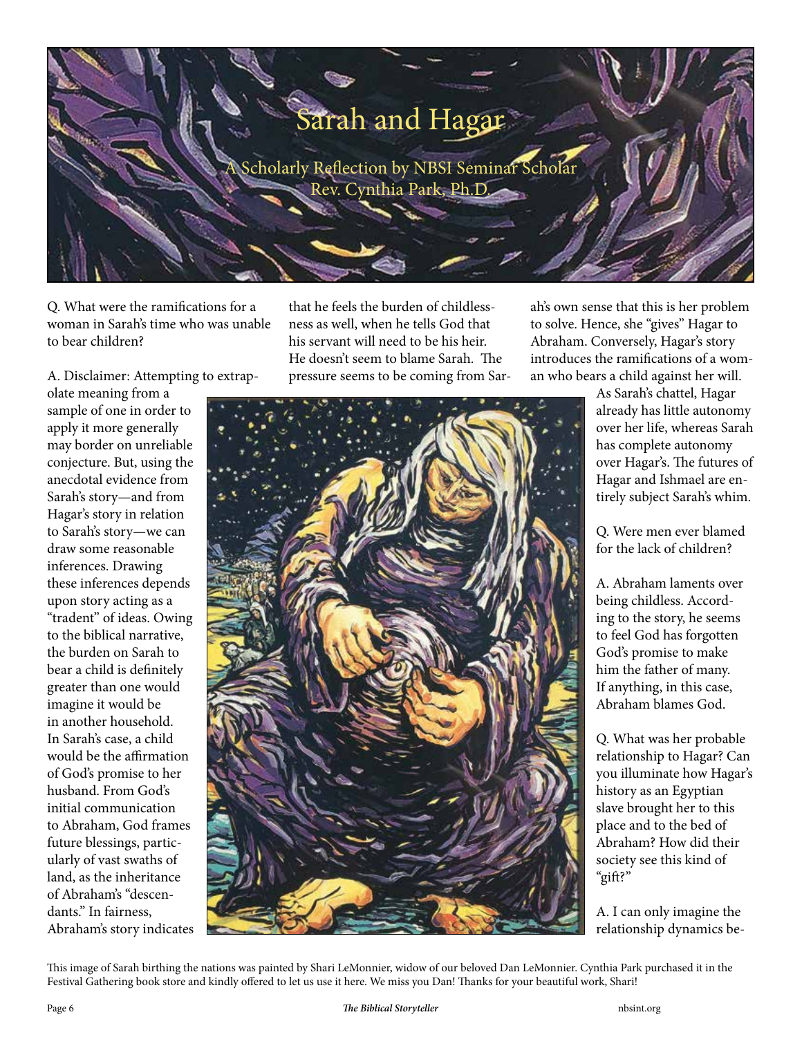# Sarah and Hagar

A Scholarly Reflection by NBSI Seminar Scholar
Rev. Cynthia Park, Ph.D.

Q. What were the ramifications for a woman in Sarah's time who was unable to bear children?

A. Disclaimer: Attempting to extrapolate meaning from a sample of one in order to apply it more generally may border on unreliable conjecture. But, using the anecdotal evidence from Sarah's story—and from Hagar's story in relation to Sarah's story—we can draw some reasonable inferences. Drawing these inferences depends upon story acting as a "tradent" of ideas. Owing to the biblical narrative, the burden on Sarah to bear a child is definitely greater than one would imagine it would be in another household. In Sarah's case, a child would be the affirmation of God's promise to her husband. From God's initial communication to Abraham, God frames future blessings, particularly of vast swaths of land, as the inheritance of Abraham's "descendants." In fairness, Abraham's story indicates that he feels the burden of childlessness as well, when he tells God that his servant will need to be his heir. He doesn't seem to blame Sarah. The pressure seems to be coming from Sarah's own sense that this is her problem to solve. Hence, she "gives" Hagar to Abraham. Conversely, Hagar's story introduces the ramifications of a woman who bears a child against her will. As Sarah's chattel, Hagar already has little autonomy over her life, whereas Sarah has complete autonomy over Hagar's. The futures of Hagar and Ishmael are entirely subject Sarah's whim.

Q. Were men ever blamed for the lack of children?

A. Abraham laments over being childless. According to the story, he seems to feel God has forgotten God's promise to make him the father of many. If anything, in this case, Abraham blames God.

Q. What was her probable relationship to Hagar? Can you illuminate how Hagar's history as an Egyptian slave brought her to this place and to the bed of Abraham? How did their society see this kind of "gift?"

A. I can only imagine the relationship dynamics be-

This image of Sarah birthing the nations was painted by Shari LeMonnier, widow of our beloved Dan LeMonnier. Cynthia Park purchased it in the Festival Gathering book store and kindly offered to let us use it here. We miss you Dan! Thanks for your beautiful work, Shari!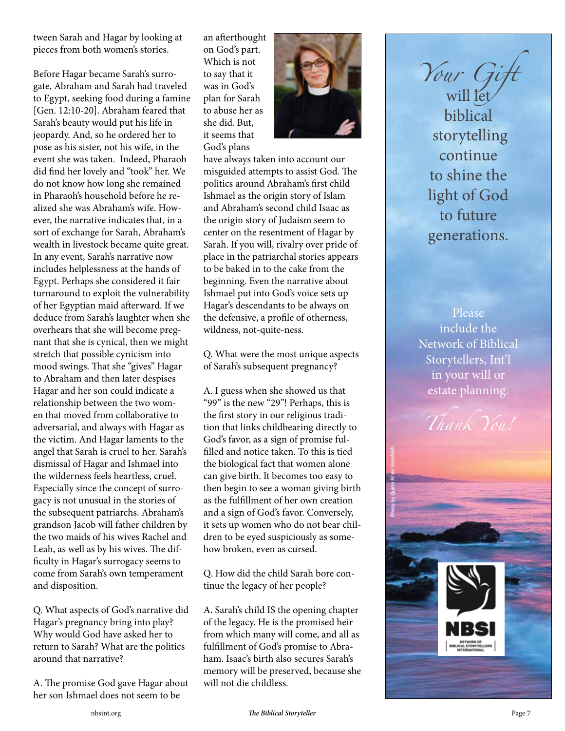tween Sarah and Hagar by looking at pieces from both women's stories.

Before Hagar became Sarah's surrogate, Abraham and Sarah had traveled to Egypt, seeking food during a famine [Gen. 12:10-20]. Abraham feared that Sarah's beauty would put his life in jeopardy. And, so he ordered her to pose as his sister, not his wife, in the event she was taken. Indeed, Pharaoh did find her lovely and "took" her. We do not know how long she remained in Pharaoh's household before he realized she was Abraham's wife. However, the narrative indicates that, in a sort of exchange for Sarah, Abraham's wealth in livestock became quite great. In any event, Sarah's narrative now includes helplessness at the hands of Egypt. Perhaps she considered it fair turnaround to exploit the vulnerability of her Egyptian maid afterward. If we deduce from Sarah's laughter when she overhears that she will become pregnant that she is cynical, then we might stretch that possible cynicism into mood swings. That she "gives" Hagar to Abraham and then later despises Hagar and her son could indicate a relationship between the two women that moved from collaborative to adversarial, and always with Hagar as the victim. And Hagar laments to the angel that Sarah is cruel to her. Sarah's dismissal of Hagar and Ishmael into the wilderness feels heartless, cruel. Especially since the concept of surrogacy is not unusual in the stories of the subsequent patriarchs. Abraham's grandson Jacob will father children by the two maids of his wives Rachel and Leah, as well as by his wives. The difficulty in Hagar's surrogacy seems to come from Sarah's own temperament and disposition.

Q. What aspects of God's narrative did Hagar's pregnancy bring into play? Why would God have asked her to return to Sarah? What are the politics around that narrative?

A. The promise God gave Hagar about her son Ishmael does not seem to be an afterthought on God's part. Which is not to say that it was in God's plan for Sarah to abuse her as she did. But, it seems that God's plans have always taken into account our misguided attempts to assist God. The politics around Abraham's first child Ishmael as the origin story of Islam and Abraham's second child Isaac as the origin story of Judaism seem to center on the resentment of Hagar by Sarah. If you will, rivalry over pride of place in the patriarchal stories appears to be baked in to the cake from the beginning. Even the narrative about Ishmael put into God's voice sets up Hagar's descendants to be always on the defensive, a profile of otherness, wildness, not-quite-ness.

Q. What were the most unique aspects of Sarah's subsequent pregnancy?

A. I guess when she showed us that "99" is the new "29"! Perhaps, this is the first story in our religious tradition that links childbearing directly to God's favor, as a sign of promise fulfilled and notice taken. To this is tied the biological fact that women alone can give birth. It becomes too easy to then begin to see a woman giving birth as the fulfillment of her own creation and a sign of God's favor. Conversely, it sets up women who do not bear children to be eyed suspiciously as somehow broken, even as cursed.

Q. How did the child Sarah bore continue the legacy of her people?

A. Sarah's child IS the opening chapter of the legacy. He is the promised heir from which many will come, and all as fulfillment of God's promise to Abraham. Isaac's birth also secures Sarah's memory will be preserved, because she will not die childless.

*Your Gift* will let biblical storytelling continue to shine the light of God to future generations.

Please include the Network of Biblical Storytellers, Int'l in your will or estate planning.

*Thank You!*

Photo by Quino Al on Unsplash

NBSI
NETWORK OF BIBLICAL STORYTELLERS INTERNATIONAL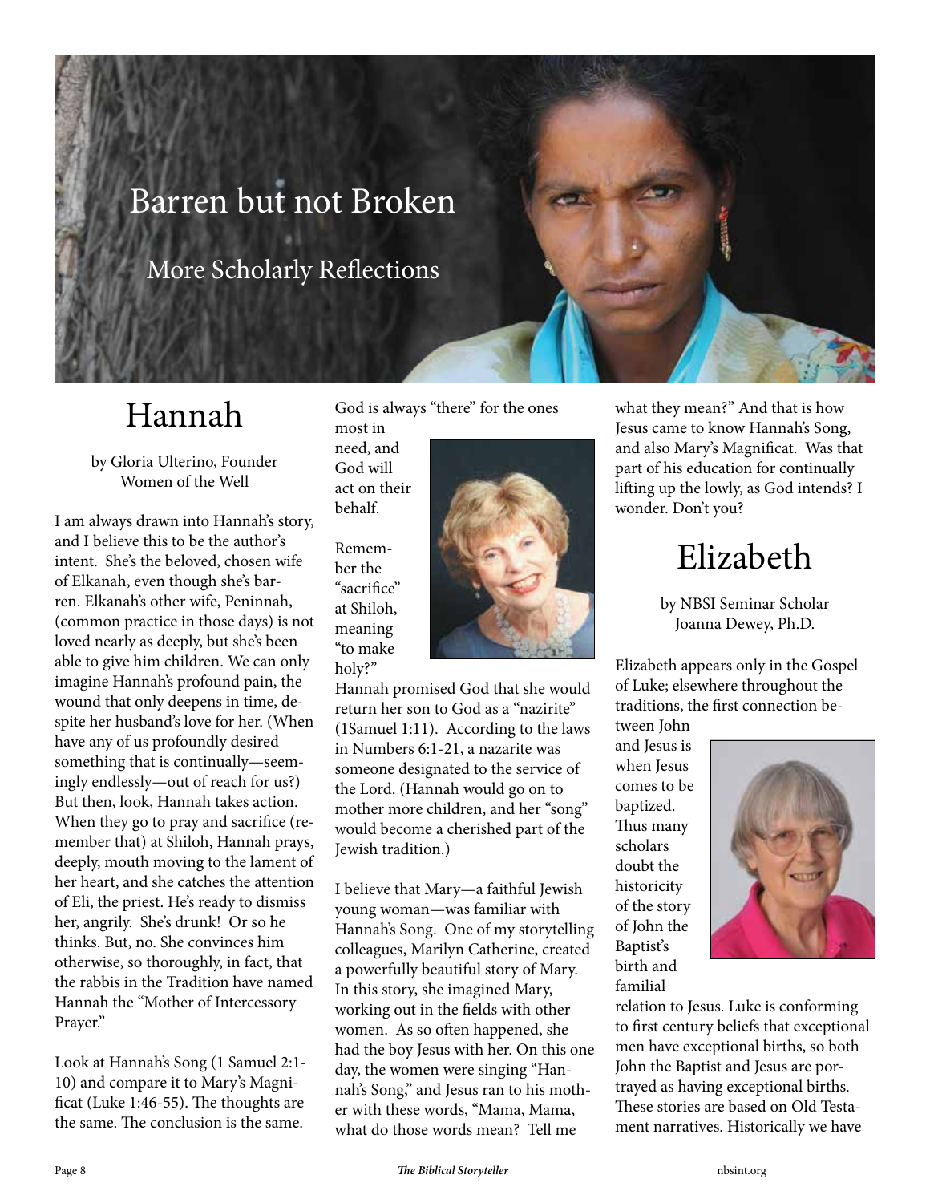# Barren but not Broken

## More Scholarly Reflections

## Hannah

by Gloria Ulterino, Founder
Women of the Well

I am always drawn into Hannah's story, and I believe this to be the author's intent. She's the beloved, chosen wife of Elkanah, even though she's barren. Elkanah's other wife, Peninnah, (common practice in those days) is not loved nearly as deeply, but she's been able to give him children. We can only imagine Hannah's profound pain, the wound that only deepens in time, despite her husband's love for her. (When have any of us profoundly desired something that is continually—seemingly endlessly—out of reach for us?) But then, look, Hannah takes action. When they go to pray and sacrifice (remember that) at Shiloh, Hannah prays, deeply, mouth moving to the lament of her heart, and she catches the attention of Eli, the priest. He's ready to dismiss her, angrily. She's drunk! Or so he thinks. But, no. She convinces him otherwise, so thoroughly, in fact, that the rabbis in the Tradition have named Hannah the "Mother of Intercessory Prayer."

Look at Hannah's Song (1 Samuel 2:1-10) and compare it to Mary's Magnificat (Luke 1:46-55). The thoughts are the same. The conclusion is the same. God is always "there" for the ones most in need, and God will act on their behalf.

Remember the "sacrifice" at Shiloh, meaning "to make holy?" Hannah promised God that she would return her son to God as a "nazirite" (1Samuel 1:11). According to the laws in Numbers 6:1-21, a nazarite was someone designated to the service of the Lord. (Hannah would go on to mother more children, and her "song" would become a cherished part of the Jewish tradition.)

I believe that Mary—a faithful Jewish young woman—was familiar with Hannah's Song. One of my storytelling colleagues, Marilyn Catherine, created a powerfully beautiful story of Mary. In this story, she imagined Mary, working out in the fields with other women. As so often happened, she had the boy Jesus with her. On this one day, the women were singing "Hannah's Song," and Jesus ran to his mother with these words, "Mama, Mama, what do those words mean? Tell me what they mean?" And that is how Jesus came to know Hannah's Song, and also Mary's Magnificat. Was that part of his education for continually lifting up the lowly, as God intends? I wonder. Don't you?

## Elizabeth

by NBSI Seminar Scholar
Joanna Dewey, Ph.D.

Elizabeth appears only in the Gospel of Luke; elsewhere throughout the traditions, the first connection between John and Jesus is when Jesus comes to be baptized. Thus many scholars doubt the historicity of the story of John the Baptist's birth and familial relation to Jesus. Luke is conforming to first century beliefs that exceptional men have exceptional births, so both John the Baptist and Jesus are portrayed as having exceptional births. These stories are based on Old Testament narratives. Historically we have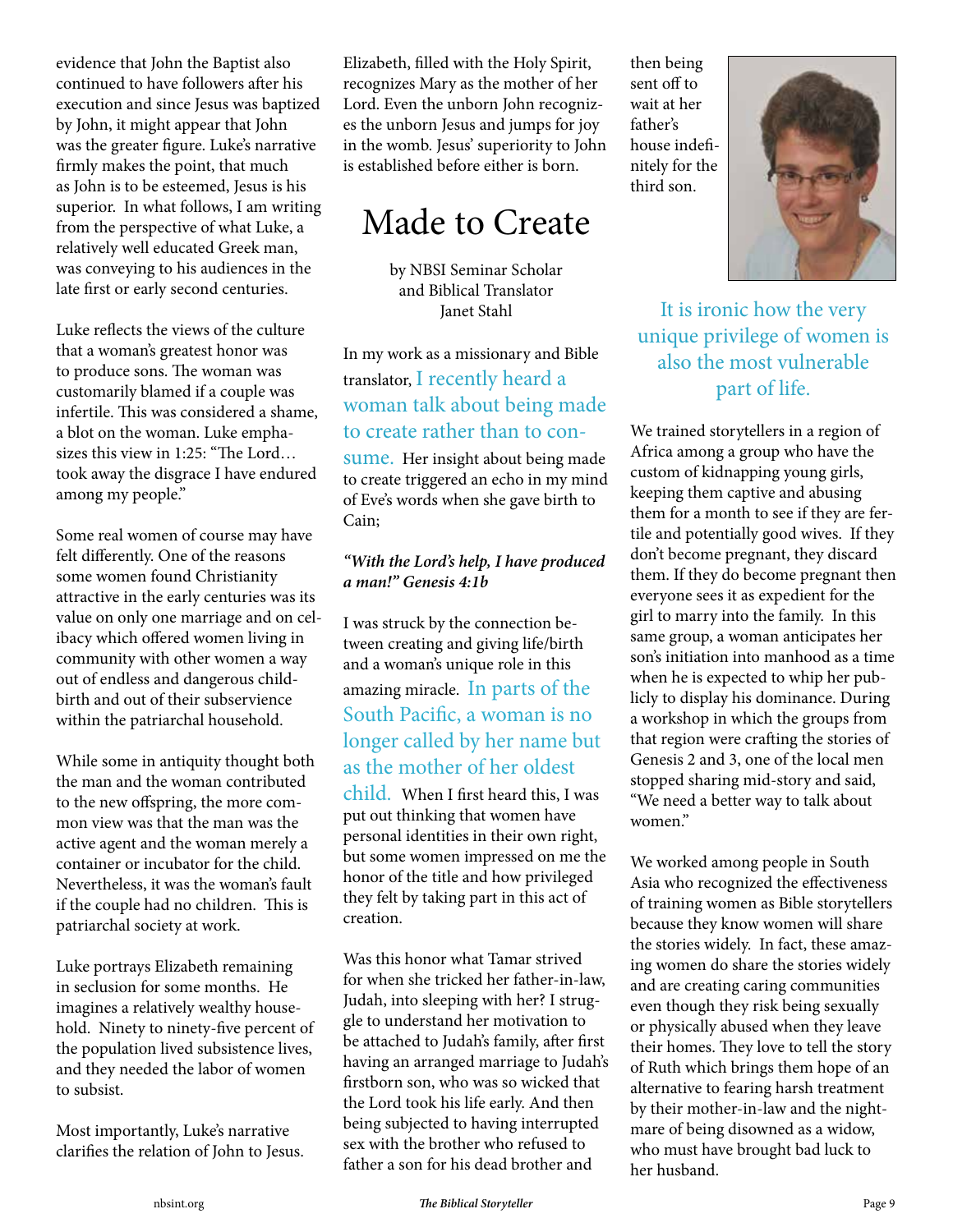evidence that John the Baptist also continued to have followers after his execution and since Jesus was baptized by John, it might appear that John was the greater figure. Luke's narrative firmly makes the point, that much as John is to be esteemed, Jesus is his superior. In what follows, I am writing from the perspective of what Luke, a relatively well educated Greek man, was conveying to his audiences in the late first or early second centuries.

Luke reflects the views of the culture that a woman's greatest honor was to produce sons. The woman was customarily blamed if a couple was infertile. This was considered a shame, a blot on the woman. Luke emphasizes this view in 1:25: "The Lord… took away the disgrace I have endured among my people."

Some real women of course may have felt differently. One of the reasons some women found Christianity attractive in the early centuries was its value on only one marriage and on celibacy which offered women living in community with other women a way out of endless and dangerous childbirth and out of their subservience within the patriarchal household.

While some in antiquity thought both the man and the woman contributed to the new offspring, the more common view was that the man was the active agent and the woman merely a container or incubator for the child. Nevertheless, it was the woman's fault if the couple had no children. This is patriarchal society at work.

Luke portrays Elizabeth remaining in seclusion for some months. He imagines a relatively wealthy household. Ninety to ninety-five percent of the population lived subsistence lives, and they needed the labor of women to subsist.

Most importantly, Luke's narrative clarifies the relation of John to Jesus. Elizabeth, filled with the Holy Spirit, recognizes Mary as the mother of her Lord. Even the unborn John recognizes the unborn Jesus and jumps for joy in the womb. Jesus' superiority to John is established before either is born.

# Made to Create

by NBSI Seminar Scholar
and Biblical Translator
Janet Stahl

In my work as a missionary and Bible translator, I recently heard a woman talk about being made to create rather than to consume. Her insight about being made to create triggered an echo in my mind of Eve's words when she gave birth to Cain;

***"With the Lord's help, I have produced a man!" Genesis 4:1b***

I was struck by the connection between creating and giving life/birth and a woman's unique role in this amazing miracle. In parts of the South Pacific, a woman is no longer called by her name but as the mother of her oldest child. When I first heard this, I was put out thinking that women have personal identities in their own right, but some women impressed on me the honor of the title and how privileged they felt by taking part in this act of creation.

Was this honor what Tamar strived for when she tricked her father-in-law, Judah, into sleeping with her? I struggle to understand her motivation to be attached to Judah's family, after first having an arranged marriage to Judah's firstborn son, who was so wicked that the Lord took his life early. And then being subjected to having interrupted sex with the brother who refused to father a son for his dead brother and then being sent off to wait at her father's house indefinitely for the third son.

It is ironic how the very unique privilege of women is also the most vulnerable part of life.

We trained storytellers in a region of Africa among a group who have the custom of kidnapping young girls, keeping them captive and abusing them for a month to see if they are fertile and potentially good wives. If they don't become pregnant, they discard them. If they do become pregnant then everyone sees it as expedient for the girl to marry into the family. In this same group, a woman anticipates her son's initiation into manhood as a time when he is expected to whip her publicly to display his dominance. During a workshop in which the groups from that region were crafting the stories of Genesis 2 and 3, one of the local men stopped sharing mid-story and said, "We need a better way to talk about women."

We worked among people in South Asia who recognized the effectiveness of training women as Bible storytellers because they know women will share the stories widely. In fact, these amazing women do share the stories widely and are creating caring communities even though they risk being sexually or physically abused when they leave their homes. They love to tell the story of Ruth which brings them hope of an alternative to fearing harsh treatment by their mother-in-law and the nightmare of being disowned as a widow, who must have brought bad luck to her husband.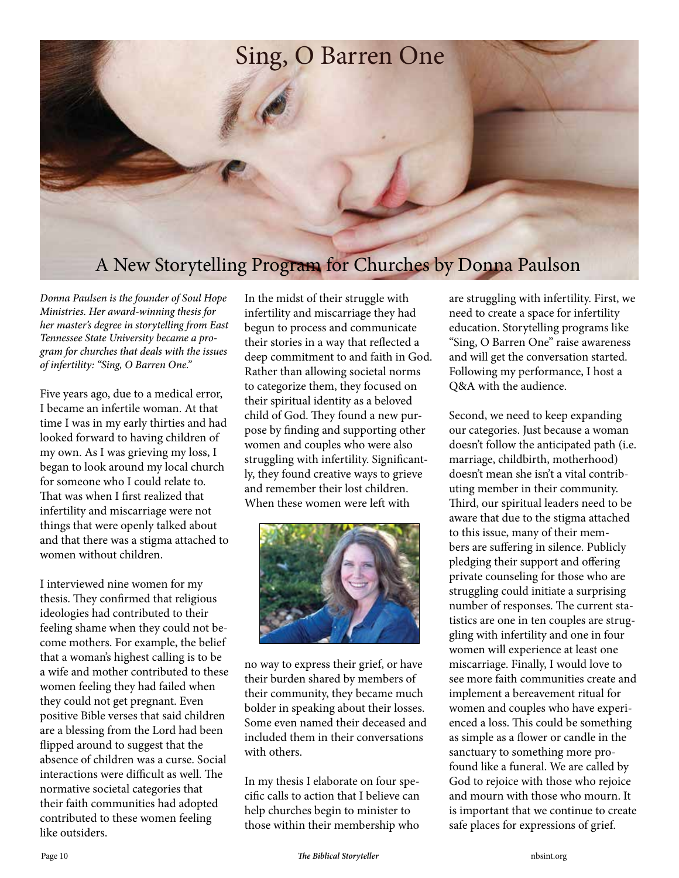# Sing, O Barren One

## A New Storytelling Program for Churches by Donna Paulson

*Donna Paulsen is the founder of Soul Hope Ministries. Her award-winning thesis for her master's degree in storytelling from East Tennessee State University became a program for churches that deals with the issues of infertility: "Sing, O Barren One."*

Five years ago, due to a medical error, I became an infertile woman. At that time I was in my early thirties and had looked forward to having children of my own. As I was grieving my loss, I began to look around my local church for someone who I could relate to. That was when I first realized that infertility and miscarriage were not things that were openly talked about and that there was a stigma attached to women without children.

I interviewed nine women for my thesis. They confirmed that religious ideologies had contributed to their feeling shame when they could not become mothers. For example, the belief that a woman's highest calling is to be a wife and mother contributed to these women feeling they had failed when they could not get pregnant. Even positive Bible verses that said children are a blessing from the Lord had been flipped around to suggest that the absence of children was a curse. Social interactions were difficult as well. The normative societal categories that their faith communities had adopted contributed to these women feeling like outsiders.

In the midst of their struggle with infertility and miscarriage they had begun to process and communicate their stories in a way that reflected a deep commitment to and faith in God. Rather than allowing societal norms to categorize them, they focused on their spiritual identity as a beloved child of God. They found a new purpose by finding and supporting other women and couples who were also struggling with infertility. Significantly, they found creative ways to grieve and remember their lost children. When these women were left with no way to express their grief, or have their burden shared by members of their community, they became much bolder in speaking about their losses. Some even named their deceased and included them in their conversations with others.

In my thesis I elaborate on four specific calls to action that I believe can help churches begin to minister to those within their membership who are struggling with infertility. First, we need to create a space for infertility education. Storytelling programs like "Sing, O Barren One" raise awareness and will get the conversation started. Following my performance, I host a Q&A with the audience.

Second, we need to keep expanding our categories. Just because a woman doesn't follow the anticipated path (i.e. marriage, childbirth, motherhood) doesn't mean she isn't a vital contributing member in their community. Third, our spiritual leaders need to be aware that due to the stigma attached to this issue, many of their members are suffering in silence. Publicly pledging their support and offering private counseling for those who are struggling could initiate a surprising number of responses. The current statistics are one in ten couples are struggling with infertility and one in four women will experience at least one miscarriage. Finally, I would love to see more faith communities create and implement a bereavement ritual for women and couples who have experienced a loss. This could be something as simple as a flower or candle in the sanctuary to something more profound like a funeral. We are called by God to rejoice with those who rejoice and mourn with those who mourn. It is important that we continue to create safe places for expressions of grief.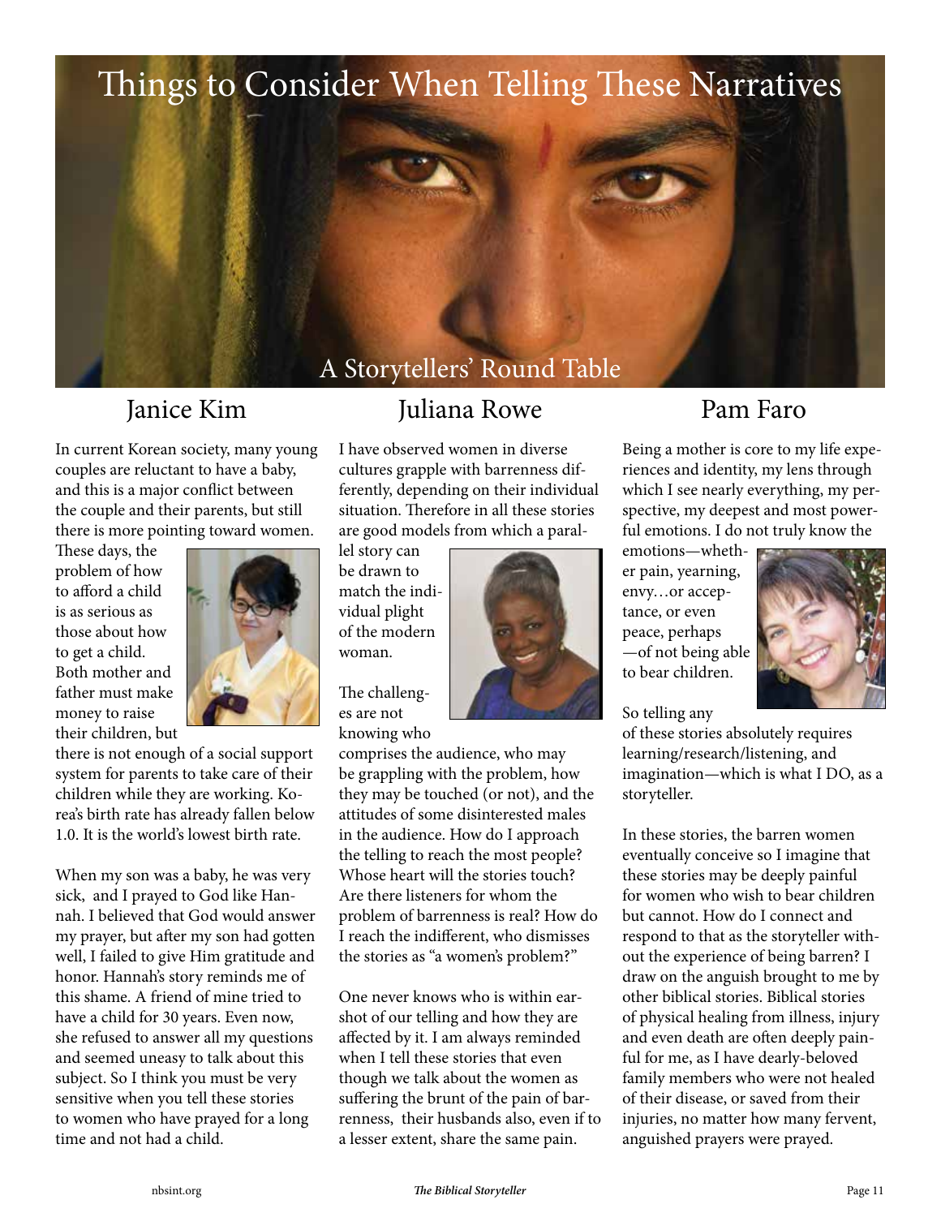# Things to Consider When Telling These Narratives

## A Storytellers' Round Table

### Janice Kim

In current Korean society, many young couples are reluctant to have a baby, and this is a major conflict between the couple and their parents, but still there is more pointing toward women. These days, the problem of how to afford a child is as serious as those about how to get a child. Both mother and father must make money to raise their children, but there is not enough of a social support system for parents to take care of their children while they are working. Korea's birth rate has already fallen below 1.0. It is the world's lowest birth rate.

When my son was a baby, he was very sick, and I prayed to God like Hannah. I believed that God would answer my prayer, but after my son had gotten well, I failed to give Him gratitude and honor. Hannah's story reminds me of this shame. A friend of mine tried to have a child for 30 years. Even now, she refused to answer all my questions and seemed uneasy to talk about this subject. So I think you must be very sensitive when you tell these stories to women who have prayed for a long time and not had a child.

### Juliana Rowe

I have observed women in diverse cultures grapple with barrenness differently, depending on their individual situation. Therefore in all these stories are good models from which a parallel story can be drawn to match the individual plight of the modern woman.

The challenges are not knowing who comprises the audience, who may be grappling with the problem, how they may be touched (or not), and the attitudes of some disinterested males in the audience. How do I approach the telling to reach the most people? Whose heart will the stories touch? Are there listeners for whom the problem of barrenness is real? How do I reach the indifferent, who dismisses the stories as "a women's problem?"

One never knows who is within earshot of our telling and how they are affected by it. I am always reminded when I tell these stories that even though we talk about the women as suffering the brunt of the pain of barrenness, their husbands also, even if to a lesser extent, share the same pain.

### Pam Faro

Being a mother is core to my life experiences and identity, my lens through which I see nearly everything, my perspective, my deepest and most powerful emotions. I do not truly know the emotions—whether pain, yearning, envy…or acceptance, or even peace, perhaps—of not being able to bear children.

So telling any of these stories absolutely requires learning/research/listening, and imagination—which is what I DO, as a storyteller.

In these stories, the barren women eventually conceive so I imagine that these stories may be deeply painful for women who wish to bear children but cannot. How do I connect and respond to that as the storyteller without the experience of being barren? I draw on the anguish brought to me by other biblical stories. Biblical stories of physical healing from illness, injury and even death are often deeply painful for me, as I have dearly-beloved family members who were not healed of their disease, or saved from their injuries, no matter how many fervent, anguished prayers were prayed.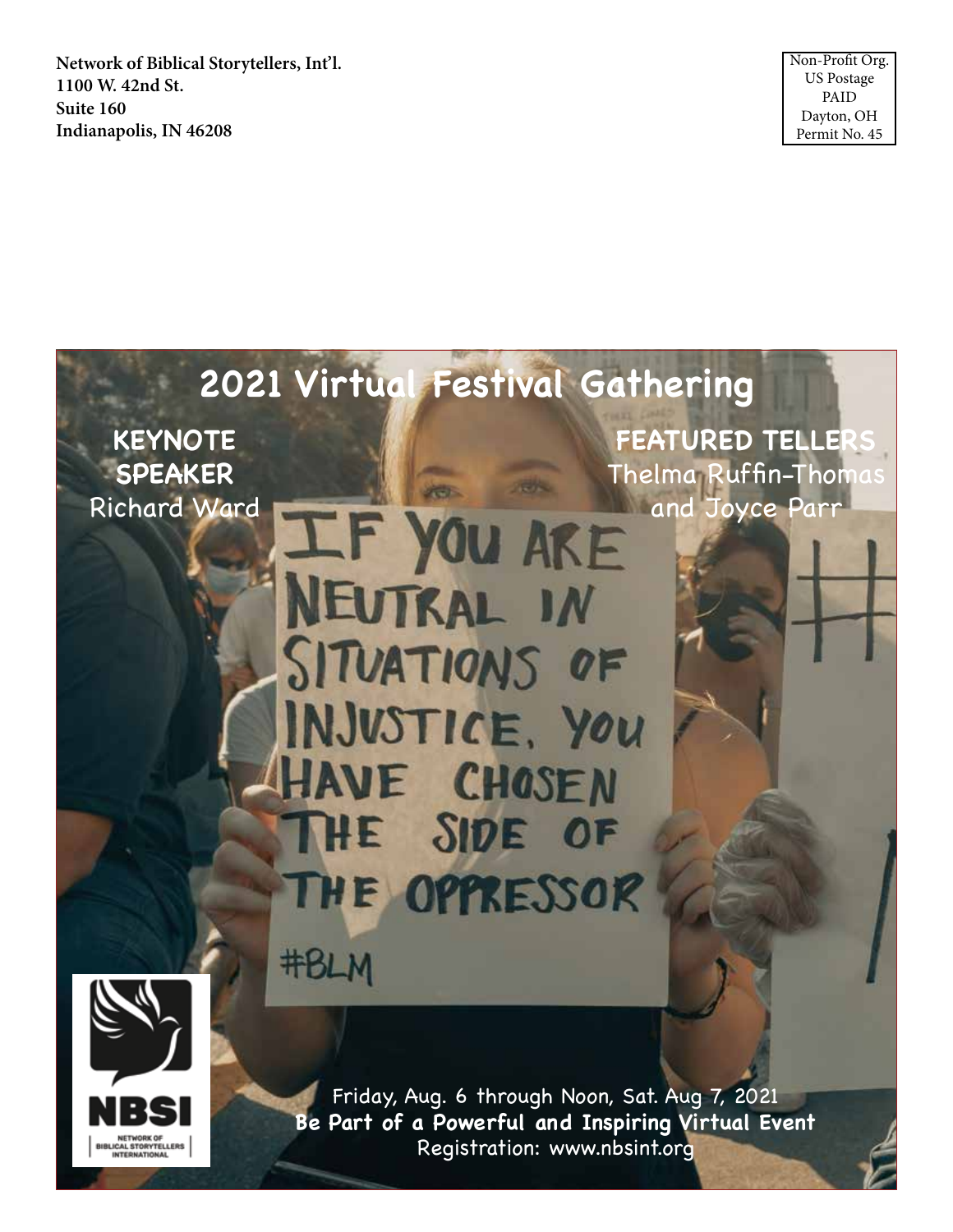**Network of Biblical Storytellers, Int'l.**
**1100 W. 42nd St.**
**Suite 160**
**Indianapolis, IN 46208**

Non-Profit Org.
US Postage
PAID
Dayton, OH
Permit No. 45

# 2021 Virtual Festival Gathering

**KEYNOTE SPEAKER**
Richard Ward

**FEATURED TELLERS**
Thelma Ruffin-Thomas and Joyce Parr

IF YOU ARE NEUTRAL IN SITUATIONS OF INJUSTICE, YOU HAVE CHOSEN THE SIDE OF THE OPPRESSOR

#BLM

NBSI
NETWORK OF BIBLICAL STORYTELLERS INTERNATIONAL

Friday, Aug. 6 through Noon, Sat. Aug 7, 2021

**Be Part of a Powerful and Inspiring Virtual Event**

Registration: www.nbsint.org